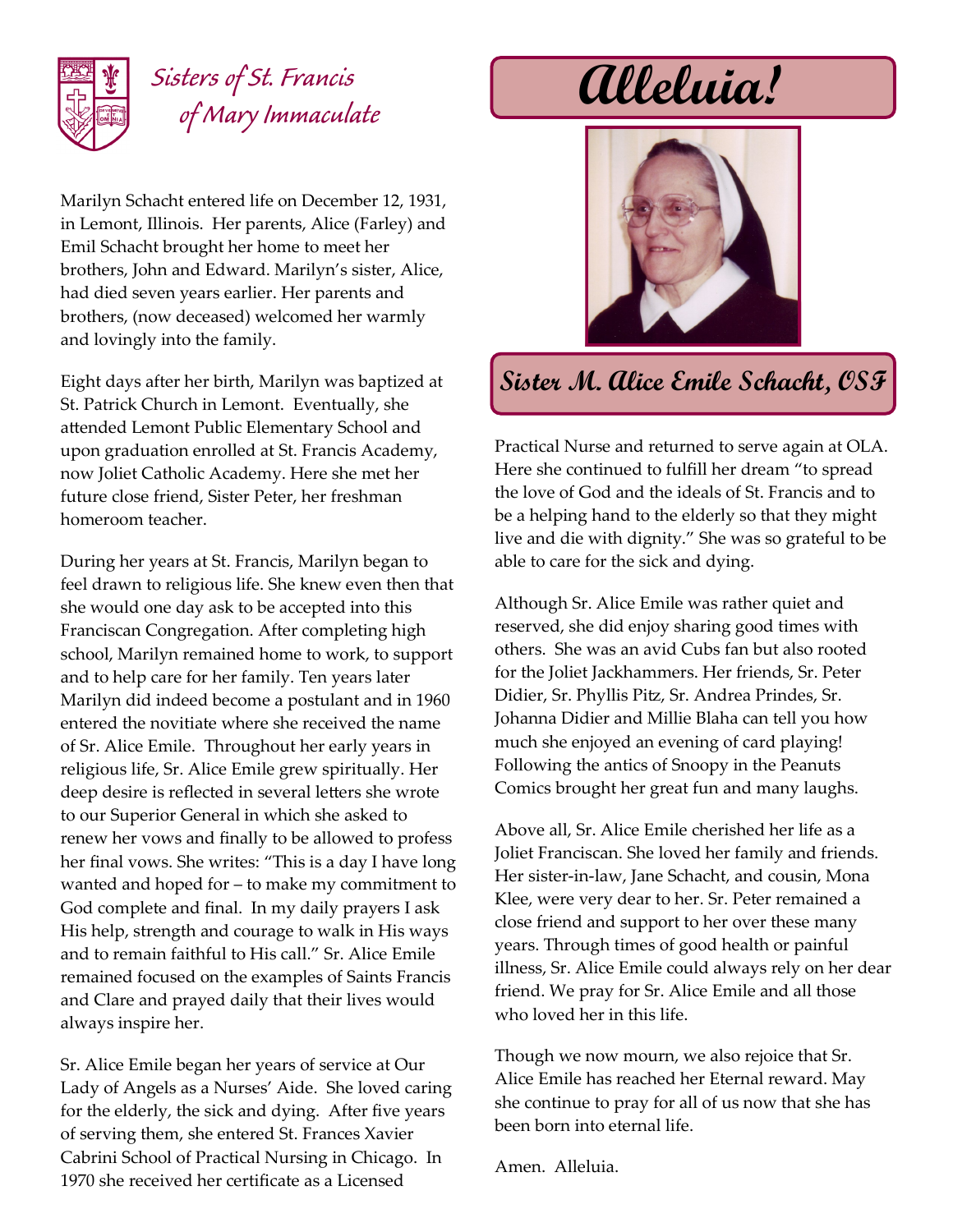Sisters of St. Francis of Mary Immaculate

# Alleluia!

## Sister M. Alice Emile Schacht, OSF

Marilyn Schacht entered life on December 12, 1931, in Lemont, Illinois. Her parents, Alice (Farley) and Emil Schacht brought her home to meet her brothers, John and Edward. Marilyn's sister, Alice, had died seven years earlier. Her parents and brothers, (now deceased) welcomed her warmly and lovingly into the family.

Eight days after her birth, Marilyn was baptized at St. Patrick Church in Lemont. Eventually, she attended Lemont Public Elementary School and upon graduation enrolled at St. Francis Academy, now Joliet Catholic Academy. Here she met her future close friend, Sister Peter, her freshman homeroom teacher.

During her years at St. Francis, Marilyn began to feel drawn to religious life. She knew even then that she would one day ask to be accepted into this Franciscan Congregation. After completing high school, Marilyn remained home to work, to support and to help care for her family. Ten years later Marilyn did indeed become a postulant and in 1960 entered the novitiate where she received the name of Sr. Alice Emile. Throughout her early years in religious life, Sr. Alice Emile grew spiritually. Her deep desire is reflected in several letters she wrote to our Superior General in which she asked to renew her vows and finally to be allowed to profess her final vows. She writes: "This is a day I have long wanted and hoped for – to make my commitment to God complete and final. In my daily prayers I ask His help, strength and courage to walk in His ways and to remain faithful to His call." Sr. Alice Emile remained focused on the examples of Saints Francis and Clare and prayed daily that their lives would always inspire her.

Sr. Alice Emile began her years of service at Our Lady of Angels as a Nurses' Aide. She loved caring for the elderly, the sick and dying. After five years of serving them, she entered St. Frances Xavier Cabrini School of Practical Nursing in Chicago. In 1970 she received her certificate as a Licensed Practical Nurse and returned to serve again at OLA. Here she continued to fulfill her dream "to spread the love of God and the ideals of St. Francis and to be a helping hand to the elderly so that they might live and die with dignity." She was so grateful to be able to care for the sick and dying.

Although Sr. Alice Emile was rather quiet and reserved, she did enjoy sharing good times with others. She was an avid Cubs fan but also rooted for the Joliet Jackhammers. Her friends, Sr. Peter Didier, Sr. Phyllis Pitz, Sr. Andrea Prindes, Sr. Johanna Didier and Millie Blaha can tell you how much she enjoyed an evening of card playing! Following the antics of Snoopy in the Peanuts Comics brought her great fun and many laughs.

Above all, Sr. Alice Emile cherished her life as a Joliet Franciscan. She loved her family and friends. Her sister-in-law, Jane Schacht, and cousin, Mona Klee, were very dear to her. Sr. Peter remained a close friend and support to her over these many years. Through times of good health or painful illness, Sr. Alice Emile could always rely on her dear friend. We pray for Sr. Alice Emile and all those who loved her in this life.

Though we now mourn, we also rejoice that Sr. Alice Emile has reached her Eternal reward. May she continue to pray for all of us now that she has been born into eternal life.

Amen. Alleluia.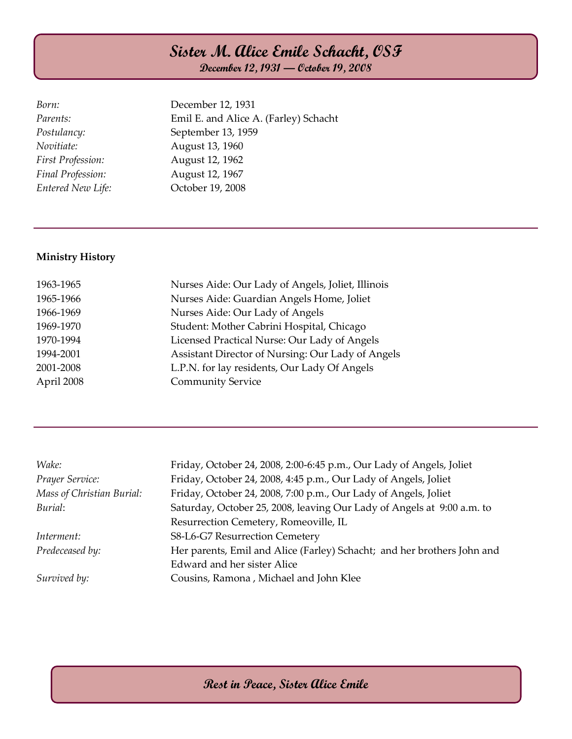# Sister M. Alice Emile Schacht, OSF

**December 12, 1931 — October 19, 2008**

| | |
|---|---|
| *Born:* | December 12, 1931 |
| *Parents:* | Emil E. and Alice A. (Farley) Schacht |
| *Postulancy:* | September 13, 1959 |
| *Novitiate:* | August 13, 1960 |
| *First Profession:* | August 12, 1962 |
| *Final Profession:* | August 12, 1967 |
| *Entered New Life:* | October 19, 2008 |

---

**Ministry History**

| | |
|---|---|
| 1963-1965 | Nurses Aide: Our Lady of Angels, Joliet, Illinois |
| 1965-1966 | Nurses Aide: Guardian Angels Home, Joliet |
| 1966-1969 | Nurses Aide: Our Lady of Angels |
| 1969-1970 | Student: Mother Cabrini Hospital, Chicago |
| 1970-1994 | Licensed Practical Nurse: Our Lady of Angels |
| 1994-2001 | Assistant Director of Nursing: Our Lady of Angels |
| 2001-2008 | L.P.N. for lay residents, Our Lady Of Angels |
| April 2008 | Community Service |

---

| | |
|---|---|
| *Wake:* | Friday, October 24, 2008, 2:00-6:45 p.m., Our Lady of Angels, Joliet |
| *Prayer Service:* | Friday, October 24, 2008, 4:45 p.m., Our Lady of Angels, Joliet |
| *Mass of Christian Burial:* | Friday, October 24, 2008, 7:00 p.m., Our Lady of Angels, Joliet |
| *Burial:* | Saturday, October 25, 2008, leaving Our Lady of Angels at 9:00 a.m. to Resurrection Cemetery, Romeoville, IL |
| *Interment:* | S8-L6-G7 Resurrection Cemetery |
| *Predeceased by:* | Her parents, Emil and Alice (Farley) Schacht; and her brothers John and Edward and her sister Alice |
| *Survived by:* | Cousins, Ramona , Michael and John Klee |

**Rest in Peace, Sister Alice Emile**